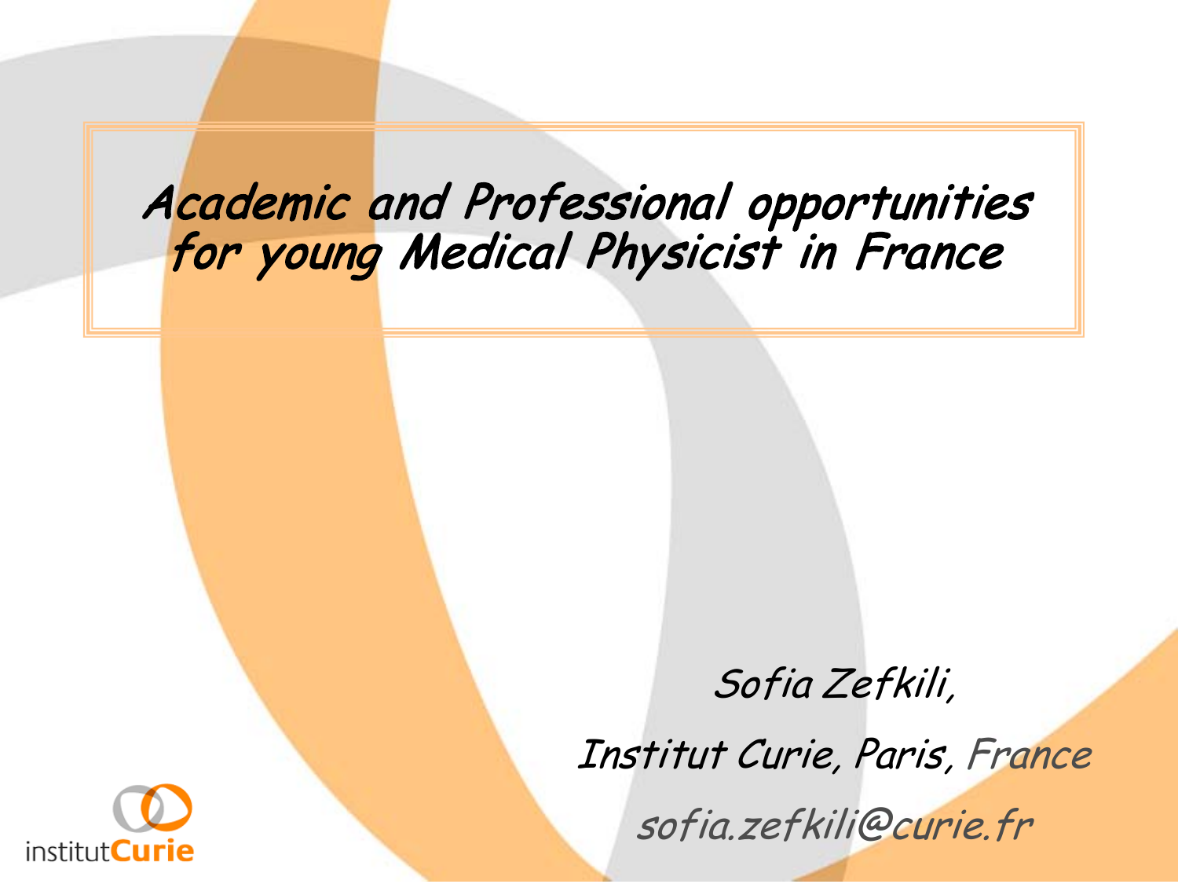# *Academic and Professional opportunities for young Medical Physicist in France*

*Sofia Zefkili,*

*Institut Curie, Paris, France*

*sofia.zefkili@curie.fr*

institutCurie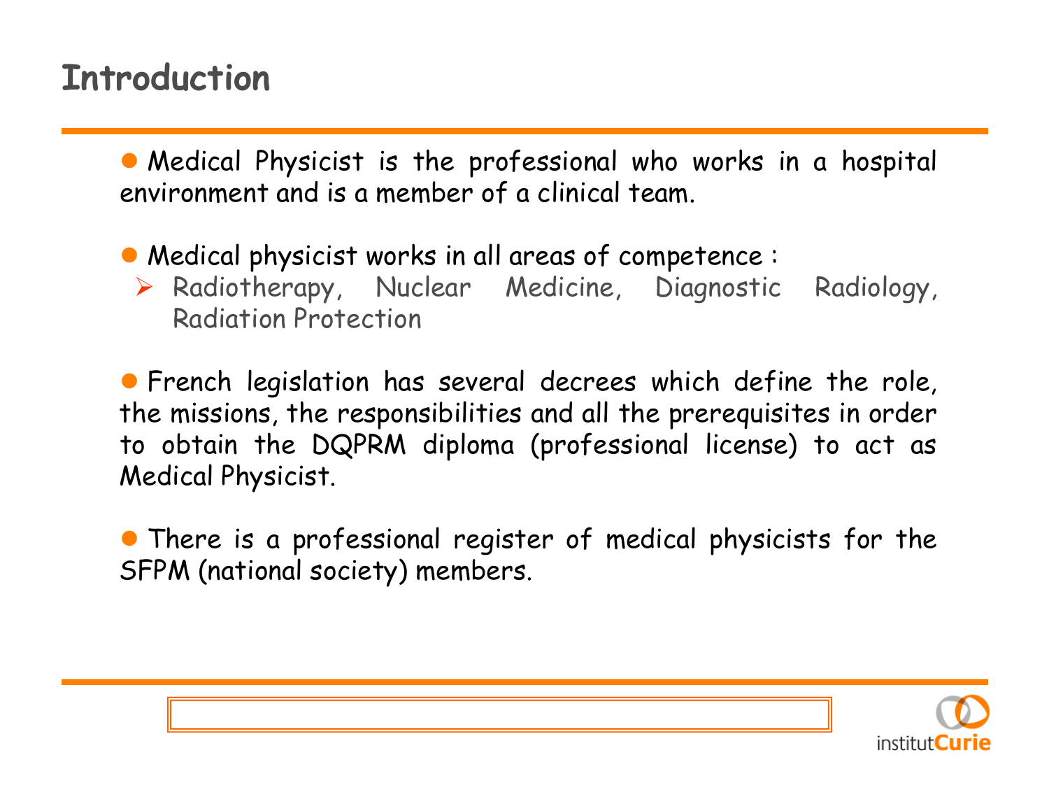# Introduction

- Medical Physicist is the professional who works in a hospital environment and is a member of a clinical team.

- Medical physicist works in all areas of competence :
  - Radiotherapy, Nuclear Medicine, Diagnostic Radiology, Radiation Protection

- French legislation has several decrees which define the role, the missions, the responsibilities and all the prerequisites in order to obtain the DQPRM diploma (professional license) to act as Medical Physicist.

- There is a professional register of medical physicists for the SFPM (national society) members.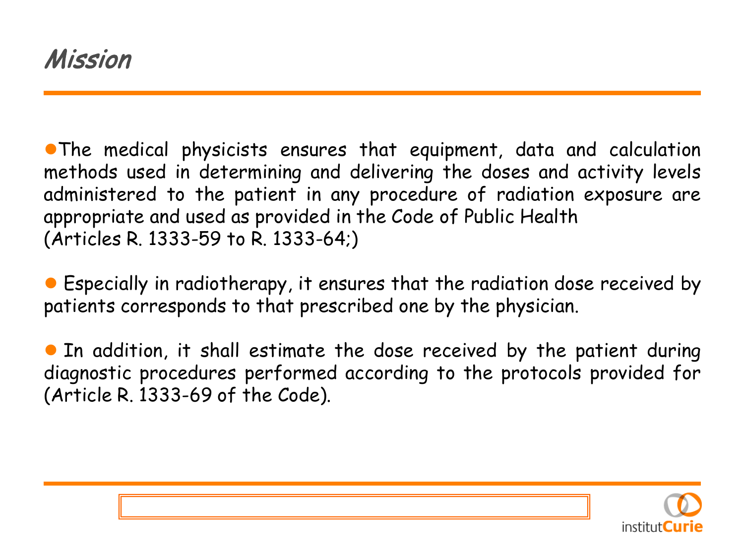# *Mission*

- The medical physicists ensures that equipment, data and calculation methods used in determining and delivering the doses and activity levels administered to the patient in any procedure of radiation exposure are appropriate and used as provided in the Code of Public Health (Articles R. 1333-59 to R. 1333-64;)

- Especially in radiotherapy, it ensures that the radiation dose received by patients corresponds to that prescribed one by the physician.

- In addition, it shall estimate the dose received by the patient during diagnostic procedures performed according to the protocols provided for (Article R. 1333-69 of the Code).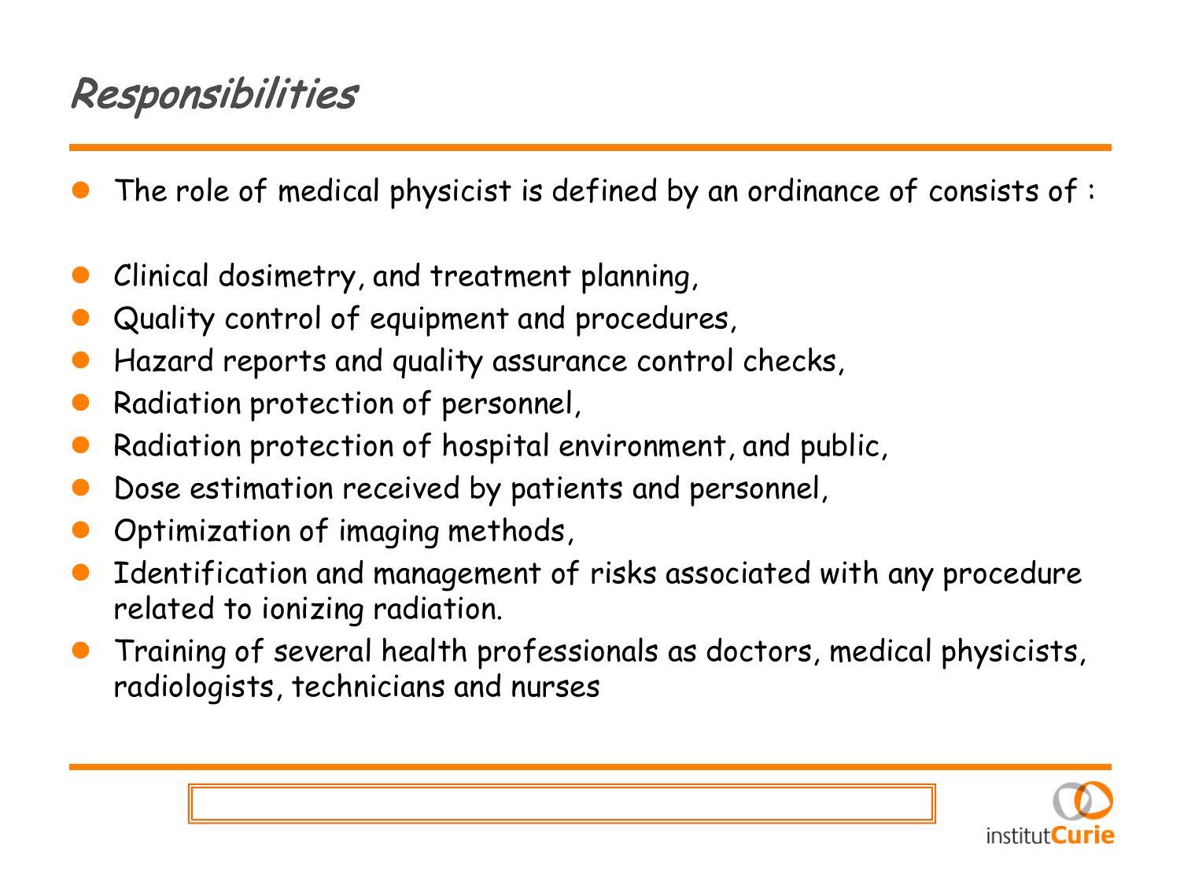## *Responsibilities*

- The role of medical physicist is defined by an ordinance of consists of :

- Clinical dosimetry, and treatment planning,
- Quality control of equipment and procedures,
- Hazard reports and quality assurance control checks,
- Radiation protection of personnel,
- Radiation protection of hospital environment, and public,
- Dose estimation received by patients and personnel,
- Optimization of imaging methods,
- Identification and management of risks associated with any procedure related to ionizing radiation.
- Training of several health professionals as doctors, medical physicists, radiologists, technicians and nurses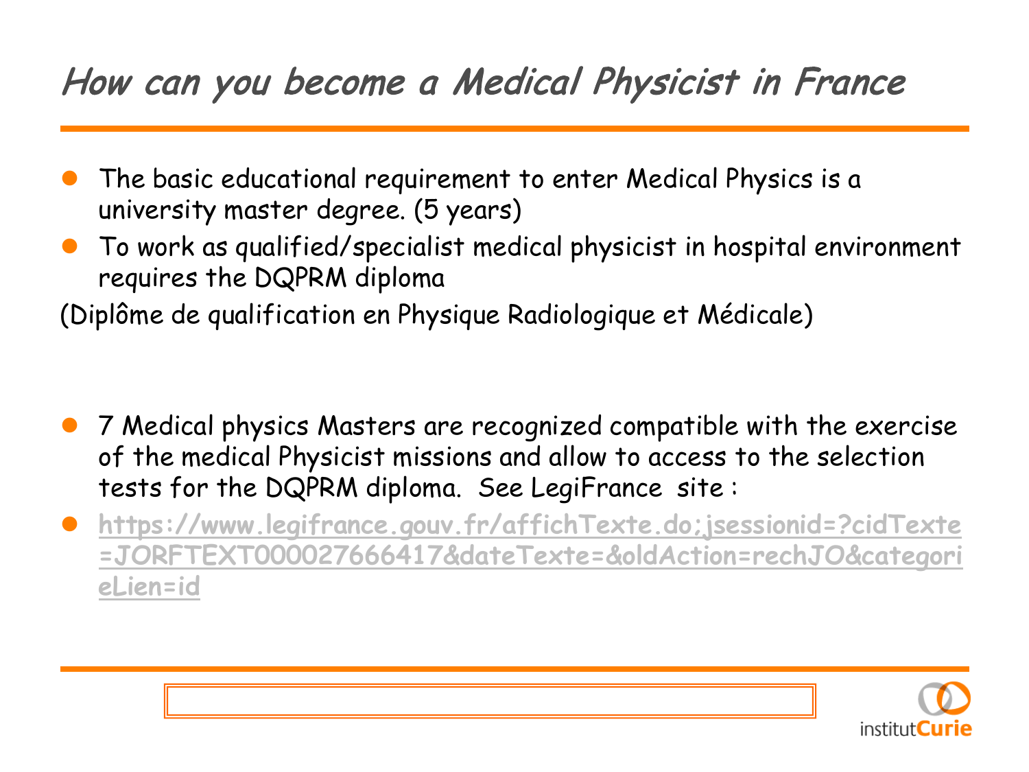# *How can you become a Medical Physicist in France*

- The basic educational requirement to enter Medical Physics is a university master degree. (5 years)
- To work as qualified/specialist medical physicist in hospital environment requires the DQPRM diploma

(Diplôme de qualification en Physique Radiologique et Médicale)

- 7 Medical physics Masters are recognized compatible with the exercise of the medical Physicist missions and allow to access to the selection tests for the DQPRM diploma. See LegiFrance site :
- **https://www.legifrance.gouv.fr/affichTexte.do;jsessionid=?cidTexte=JORFTEXT000027666417&dateTexte=&oldAction=rechJO&categorieLien=id**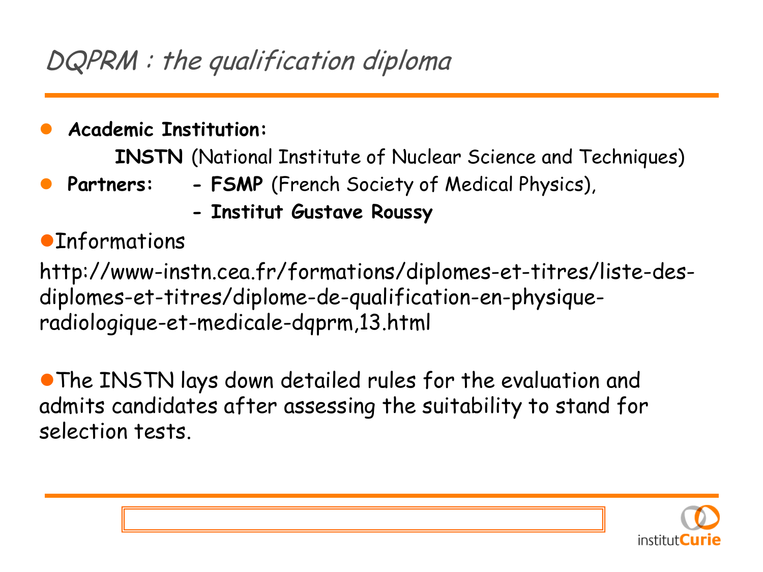## *DQPRM : the qualification diploma*

- **Academic Institution:**

  **INSTN** (National Institute of Nuclear Science and Techniques)

- **Partners:** - **FSMP** (French Society of Medical Physics),

  - **Institut Gustave Roussy**

- Informations

http://www-instn.cea.fr/formations/diplomes-et-titres/liste-des-diplomes-et-titres/diplome-de-qualification-en-physique-radiologique-et-medicale-dqprm,13.html

- The INSTN lays down detailed rules for the evaluation and admits candidates after assessing the suitability to stand for selection tests.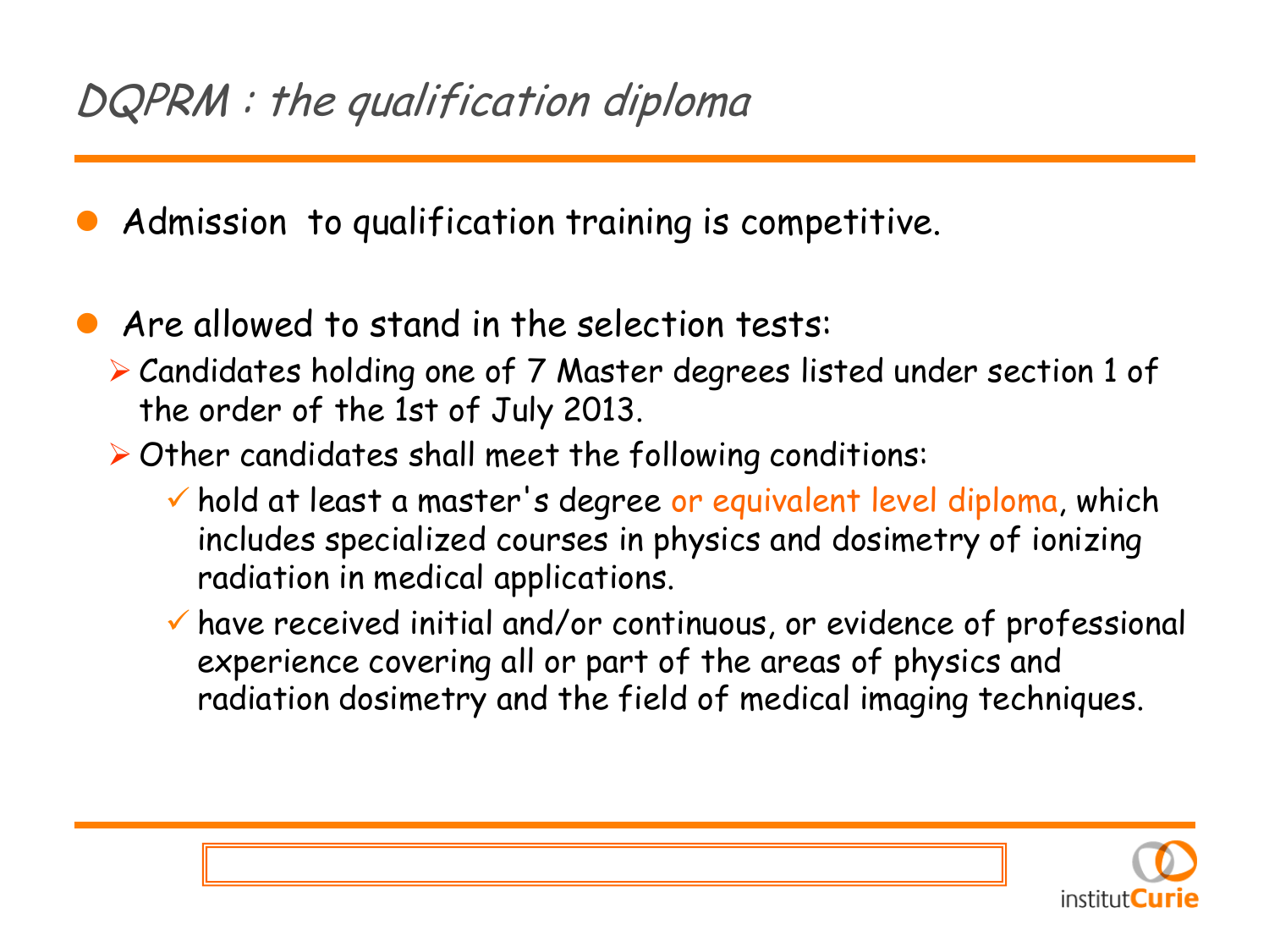# *DQPRM : the qualification diploma*

- Admission to qualification training is competitive.

- Are allowed to stand in the selection tests:
  - Candidates holding one of 7 Master degrees listed under section 1 of the order of the 1st of July 2013.
  - Other candidates shall meet the following conditions:
    - hold at least a master's degree or equivalent level diploma, which includes specialized courses in physics and dosimetry of ionizing radiation in medical applications.
    - have received initial and/or continuous, or evidence of professional experience covering all or part of the areas of physics and radiation dosimetry and the field of medical imaging techniques.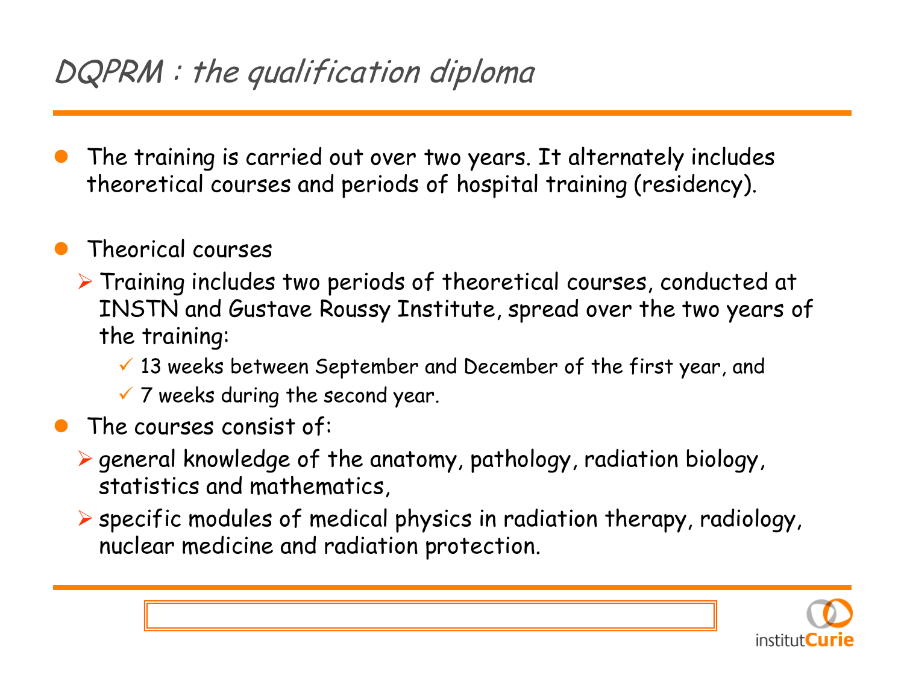# *DQPRM : the qualification diploma*

- The training is carried out over two years. It alternately includes theoretical courses and periods of hospital training (residency).

- Theorical courses
  - Training includes two periods of theoretical courses, conducted at INSTN and Gustave Roussy Institute, spread over the two years of the training:
    - 13 weeks between September and December of the first year, and
    - 7 weeks during the second year.
- The courses consist of:
  - general knowledge of the anatomy, pathology, radiation biology, statistics and mathematics,
  - specific modules of medical physics in radiation therapy, radiology, nuclear medicine and radiation protection.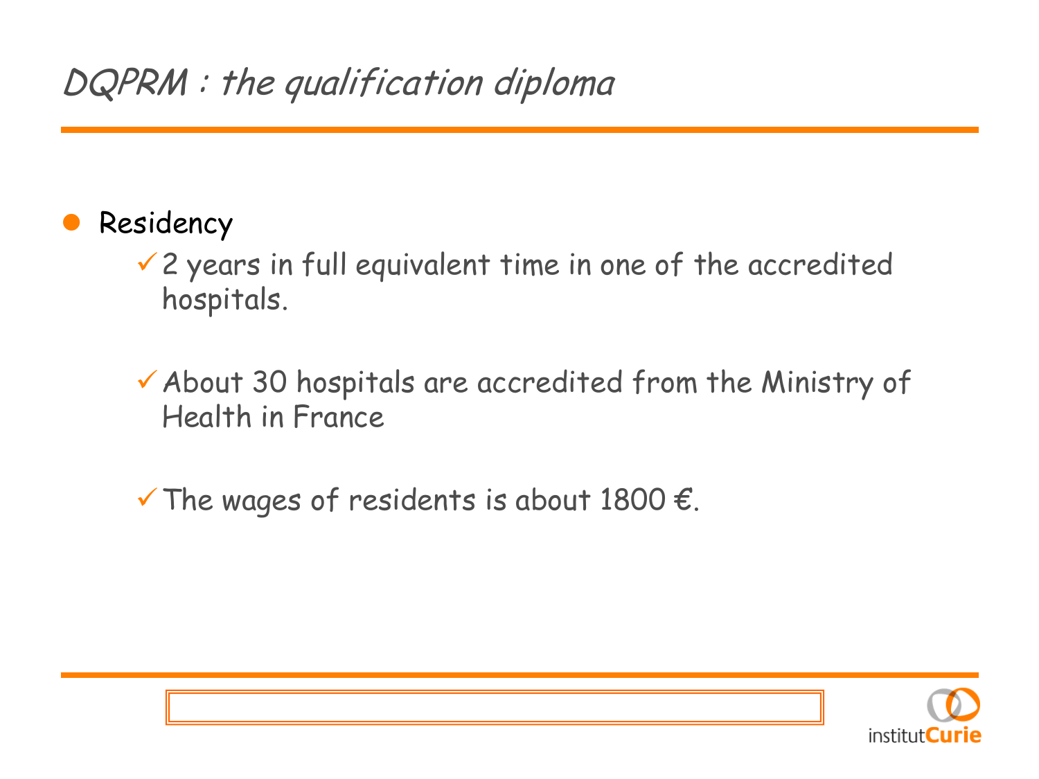# *DQPRM : the qualification diploma*

- Residency
  - 2 years in full equivalent time in one of the accredited hospitals.
  - About 30 hospitals are accredited from the Ministry of Health in France
  - The wages of residents is about 1800 €.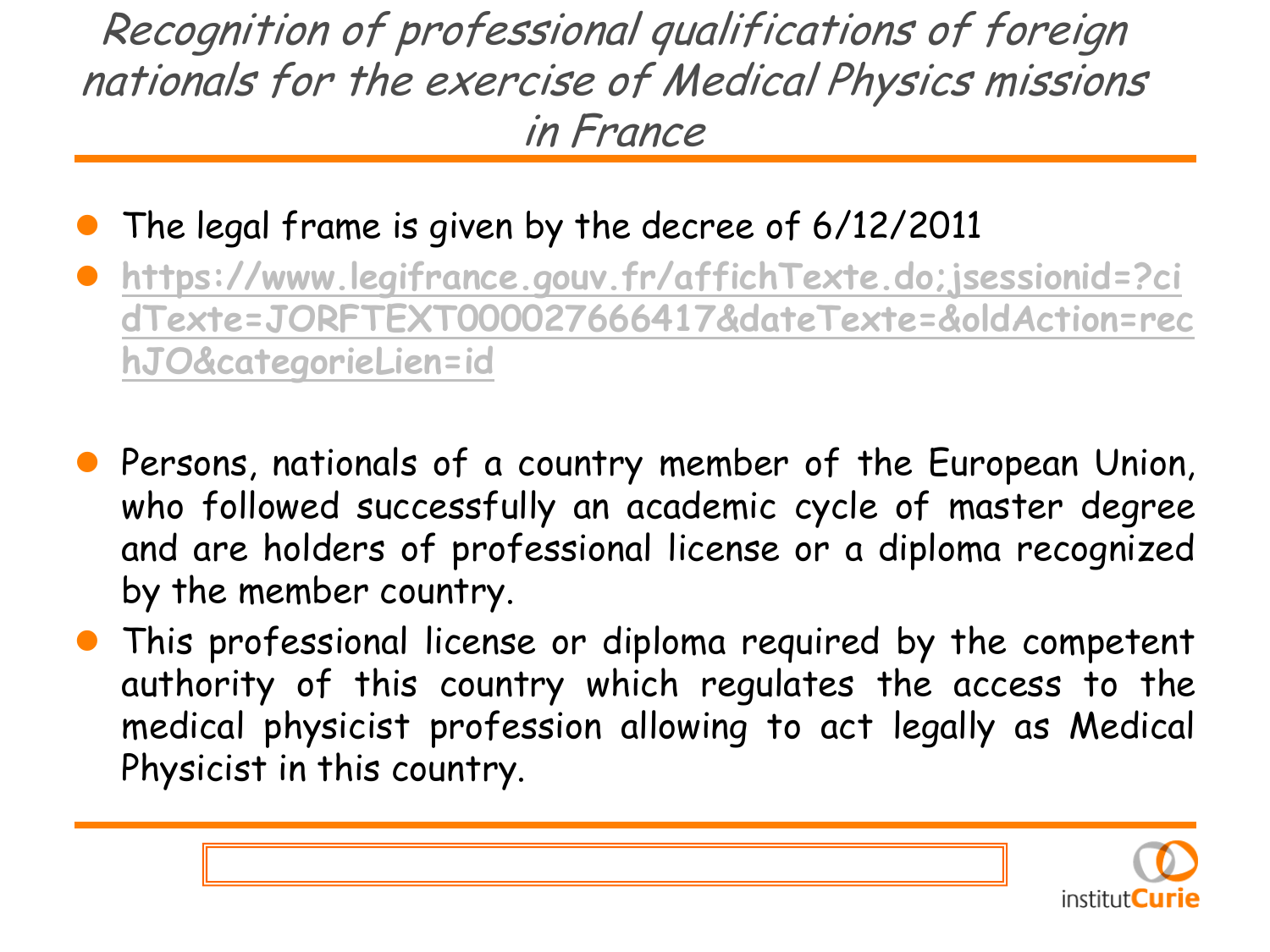# Recognition of professional qualifications of foreign nationals for the exercise of Medical Physics missions in France

- The legal frame is given by the decree of 6/12/2011
- https://www.legifrance.gouv.fr/affichTexte.do;jsessionid=?cidTexte=JORFTEXT000027666417&dateTexte=&oldAction=rechJO&categorieLien=id

- Persons, nationals of a country member of the European Union, who followed successfully an academic cycle of master degree and are holders of professional license or a diploma recognized by the member country.
- This professional license or diploma required by the competent authority of this country which regulates the access to the medical physicist profession allowing to act legally as Medical Physicist in this country.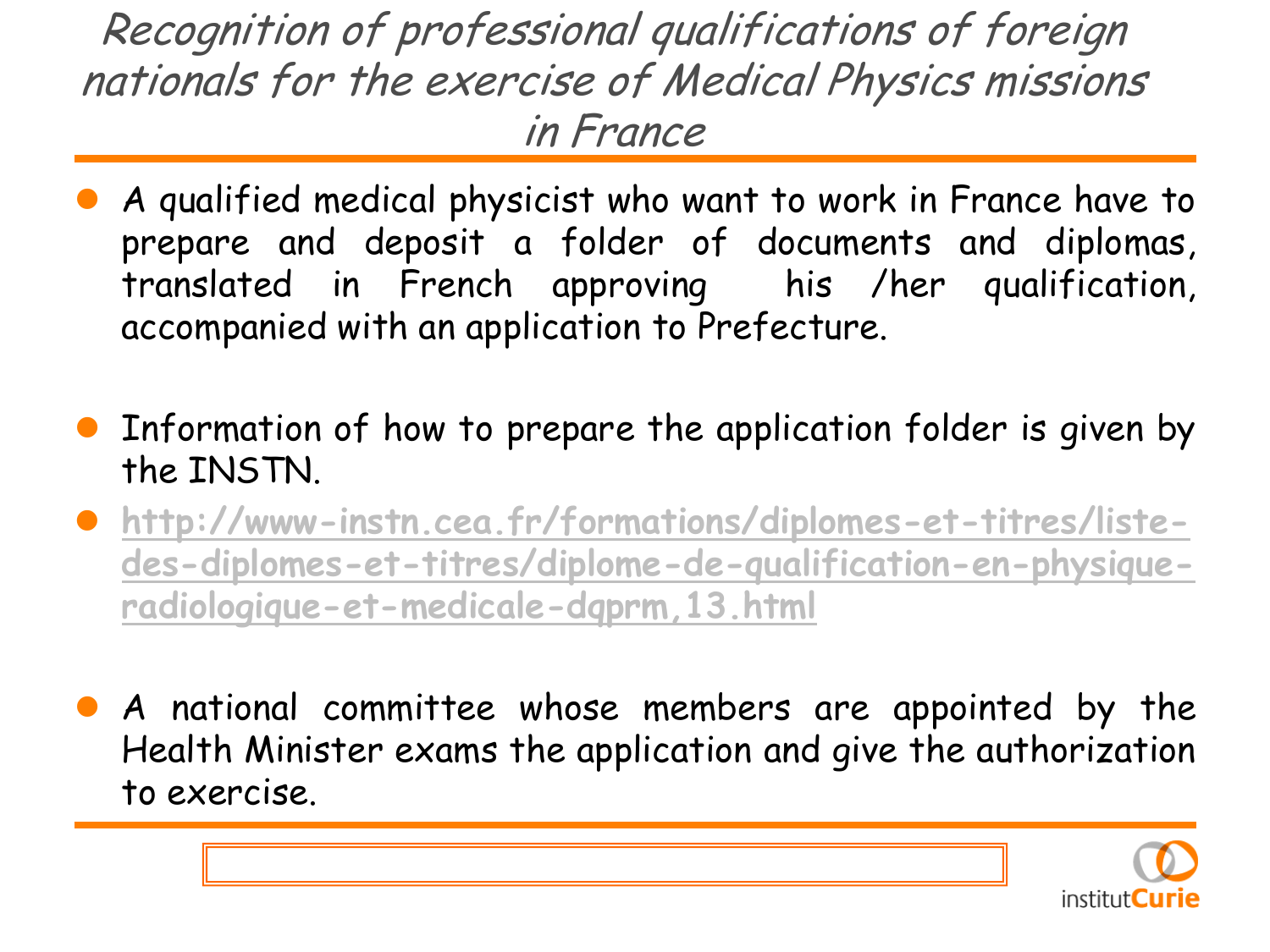# *Recognition of professional qualifications of foreign nationals for the exercise of Medical Physics missions in France*

- A qualified medical physicist who want to work in France have to prepare and deposit a folder of documents and diplomas, translated in French approving his /her qualification, accompanied with an application to Prefecture.

- Information of how to prepare the application folder is given by the INSTN.
- http://www-instn.cea.fr/formations/diplomes-et-titres/liste-des-diplomes-et-titres/diplome-de-qualification-en-physique-radiologique-et-medicale-dqprm,13.html

- A national committee whose members are appointed by the Health Minister exams the application and give the authorization to exercise.